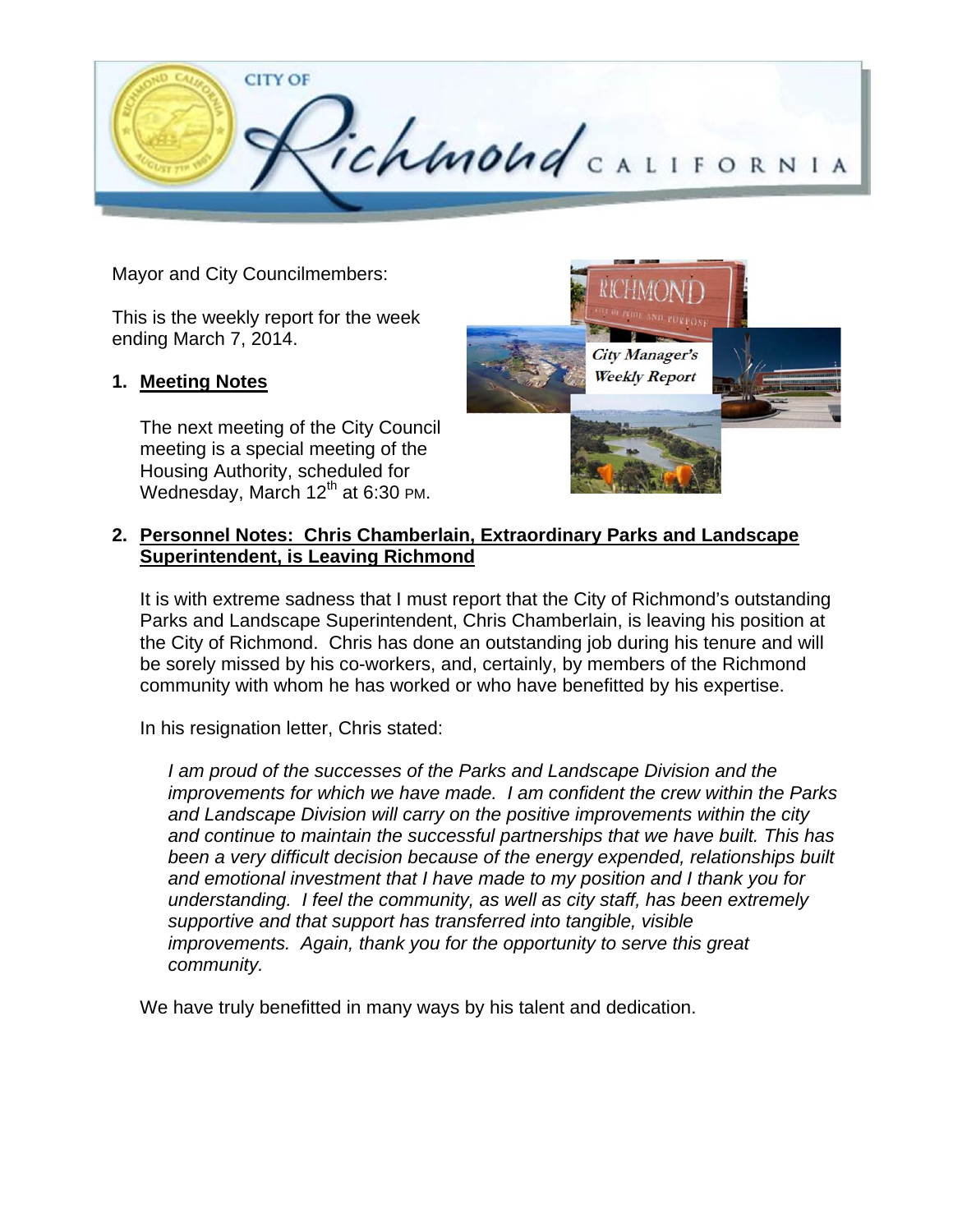Mayor and City Councilmembers:

This is the weekly report for the week ending March 7, 2014.

## 1. Meeting Notes

The next meeting of the City Council meeting is a special meeting of the Housing Authority, scheduled for Wednesday, March 12th at 6:30 PM.

## 2. Personnel Notes: Chris Chamberlain, Extraordinary Parks and Landscape Superintendent, is Leaving Richmond

It is with extreme sadness that I must report that the City of Richmond's outstanding Parks and Landscape Superintendent, Chris Chamberlain, is leaving his position at the City of Richmond. Chris has done an outstanding job during his tenure and will be sorely missed by his co-workers, and, certainly, by members of the Richmond community with whom he has worked or who have benefitted by his expertise.

In his resignation letter, Chris stated:

> *I am proud of the successes of the Parks and Landscape Division and the improvements for which we have made. I am confident the crew within the Parks and Landscape Division will carry on the positive improvements within the city and continue to maintain the successful partnerships that we have built. This has been a very difficult decision because of the energy expended, relationships built and emotional investment that I have made to my position and I thank you for understanding. I feel the community, as well as city staff, has been extremely supportive and that support has transferred into tangible, visible improvements. Again, thank you for the opportunity to serve this great community.*

We have truly benefitted in many ways by his talent and dedication.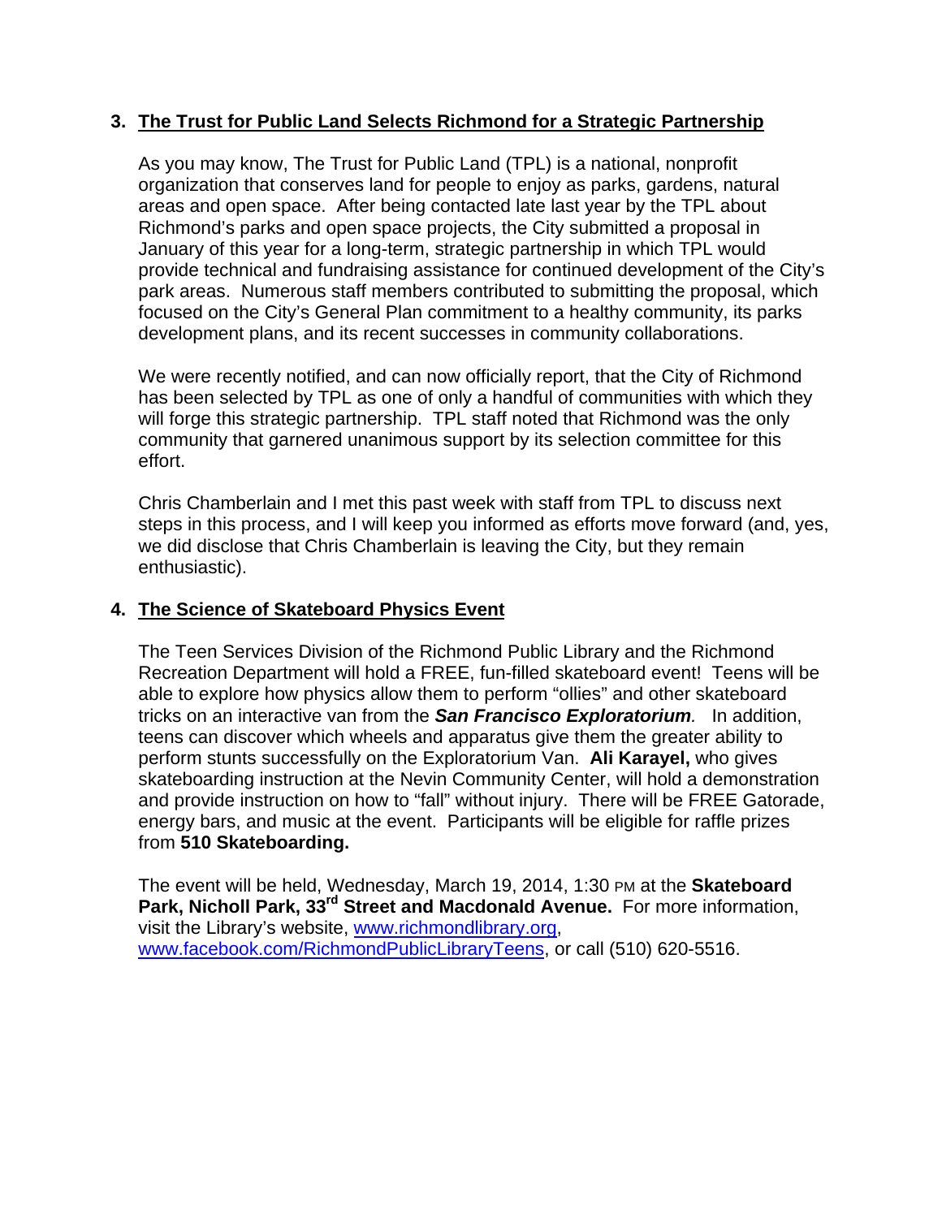3. **<u>The Trust for Public Land Selects Richmond for a Strategic Partnership</u>**

   As you may know, The Trust for Public Land (TPL) is a national, nonprofit organization that conserves land for people to enjoy as parks, gardens, natural areas and open space. After being contacted late last year by the TPL about Richmond's parks and open space projects, the City submitted a proposal in January of this year for a long-term, strategic partnership in which TPL would provide technical and fundraising assistance for continued development of the City's park areas. Numerous staff members contributed to submitting the proposal, which focused on the City's General Plan commitment to a healthy community, its parks development plans, and its recent successes in community collaborations.

   We were recently notified, and can now officially report, that the City of Richmond has been selected by TPL as one of only a handful of communities with which they will forge this strategic partnership. TPL staff noted that Richmond was the only community that garnered unanimous support by its selection committee for this effort.

   Chris Chamberlain and I met this past week with staff from TPL to discuss next steps in this process, and I will keep you informed as efforts move forward (and, yes, we did disclose that Chris Chamberlain is leaving the City, but they remain enthusiastic).

4. **<u>The Science of Skateboard Physics Event</u>**

   The Teen Services Division of the Richmond Public Library and the Richmond Recreation Department will hold a FREE, fun-filled skateboard event! Teens will be able to explore how physics allow them to perform "ollies" and other skateboard tricks on an interactive van from the ***San Francisco Exploratorium***. In addition, teens can discover which wheels and apparatus give them the greater ability to perform stunts successfully on the Exploratorium Van. **Ali Karayel,** who gives skateboarding instruction at the Nevin Community Center, will hold a demonstration and provide instruction on how to "fall" without injury. There will be FREE Gatorade, energy bars, and music at the event. Participants will be eligible for raffle prizes from **510 Skateboarding.**

   The event will be held, Wednesday, March 19, 2014, 1:30 PM at the **Skateboard Park, Nicholl Park, 33rd Street and Macdonald Avenue.** For more information, visit the Library's website, www.richmondlibrary.org, www.facebook.com/RichmondPublicLibraryTeens, or call (510) 620-5516.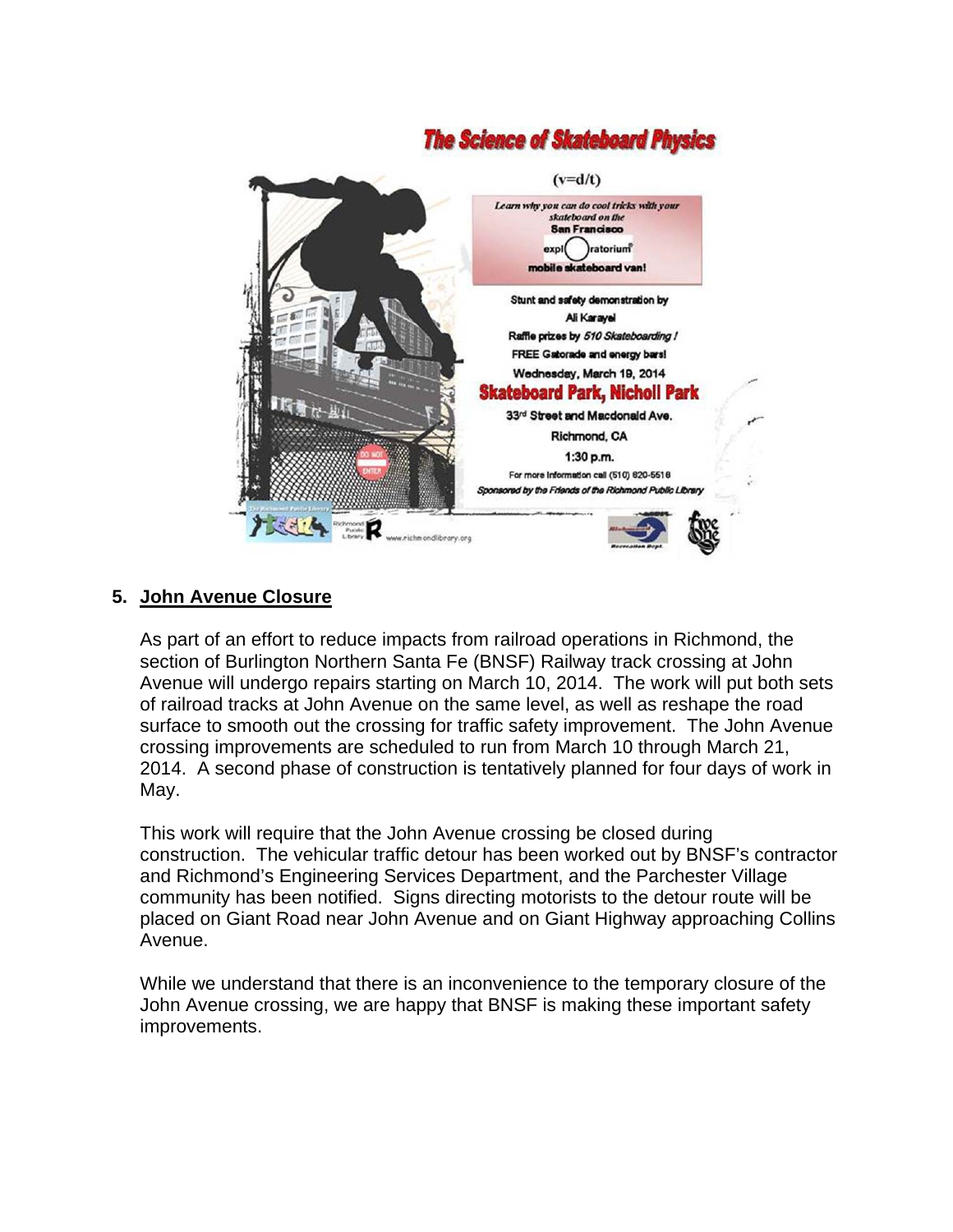## The Science of Skateboard Physics

$(v=d/t)$

*Learn why you can do cool tricks with your skateboard on the*
**San Francisco**
**exploratorium**
**mobile skateboard van!**

Stunt and safety demonstration by
Ali Karayel
Raffle prizes by *510 Skateboarding !*
FREE Gatorade and energy bars!
Wednesday, March 19, 2014

**Skateboard Park, Nicholl Park**

33rd Street and Macdonald Ave.
Richmond, CA
1:30 p.m.
For more information call (510) 620-5518
*Sponsored by the Friends of the Richmond Public Library*

www.richmondlibrary.org

5. **John Avenue Closure**

As part of an effort to reduce impacts from railroad operations in Richmond, the section of Burlington Northern Santa Fe (BNSF) Railway track crossing at John Avenue will undergo repairs starting on March 10, 2014. The work will put both sets of railroad tracks at John Avenue on the same level, as well as reshape the road surface to smooth out the crossing for traffic safety improvement. The John Avenue crossing improvements are scheduled to run from March 10 through March 21, 2014. A second phase of construction is tentatively planned for four days of work in May.

This work will require that the John Avenue crossing be closed during construction. The vehicular traffic detour has been worked out by BNSF's contractor and Richmond's Engineering Services Department, and the Parchester Village community has been notified. Signs directing motorists to the detour route will be placed on Giant Road near John Avenue and on Giant Highway approaching Collins Avenue.

While we understand that there is an inconvenience to the temporary closure of the John Avenue crossing, we are happy that BNSF is making these important safety improvements.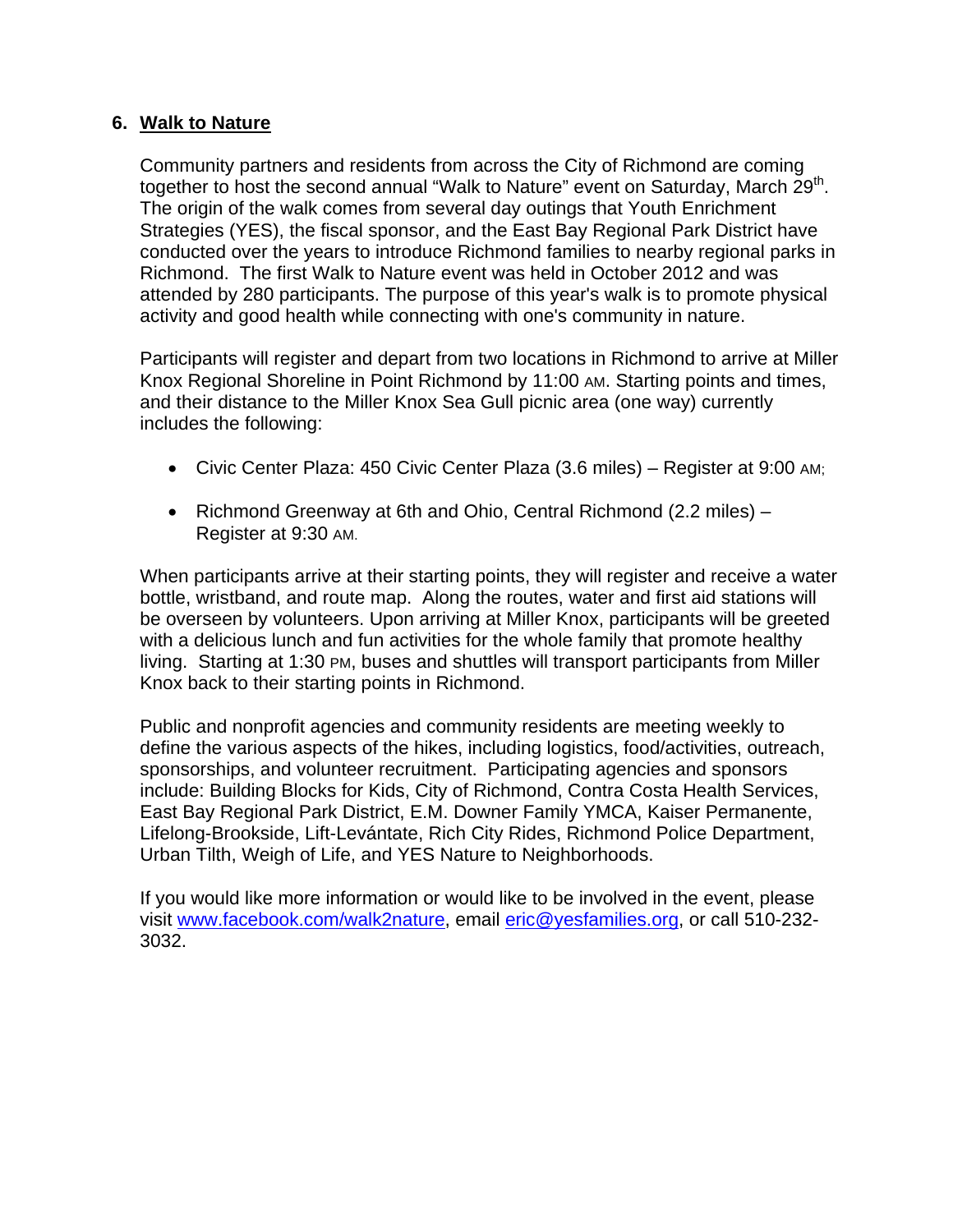## 6. Walk to Nature

Community partners and residents from across the City of Richmond are coming together to host the second annual "Walk to Nature" event on Saturday, March 29th. The origin of the walk comes from several day outings that Youth Enrichment Strategies (YES), the fiscal sponsor, and the East Bay Regional Park District have conducted over the years to introduce Richmond families to nearby regional parks in Richmond. The first Walk to Nature event was held in October 2012 and was attended by 280 participants. The purpose of this year's walk is to promote physical activity and good health while connecting with one's community in nature.

Participants will register and depart from two locations in Richmond to arrive at Miller Knox Regional Shoreline in Point Richmond by 11:00 AM. Starting points and times, and their distance to the Miller Knox Sea Gull picnic area (one way) currently includes the following:

- Civic Center Plaza: 450 Civic Center Plaza (3.6 miles) – Register at 9:00 AM;
- Richmond Greenway at 6th and Ohio, Central Richmond (2.2 miles) – Register at 9:30 AM.

When participants arrive at their starting points, they will register and receive a water bottle, wristband, and route map. Along the routes, water and first aid stations will be overseen by volunteers. Upon arriving at Miller Knox, participants will be greeted with a delicious lunch and fun activities for the whole family that promote healthy living. Starting at 1:30 PM, buses and shuttles will transport participants from Miller Knox back to their starting points in Richmond.

Public and nonprofit agencies and community residents are meeting weekly to define the various aspects of the hikes, including logistics, food/activities, outreach, sponsorships, and volunteer recruitment. Participating agencies and sponsors include: Building Blocks for Kids, City of Richmond, Contra Costa Health Services, East Bay Regional Park District, E.M. Downer Family YMCA, Kaiser Permanente, Lifelong-Brookside, Lift-Levántate, Rich City Rides, Richmond Police Department, Urban Tilth, Weigh of Life, and YES Nature to Neighborhoods.

If you would like more information or would like to be involved in the event, please visit www.facebook.com/walk2nature, email eric@yesfamilies.org, or call 510-232-3032.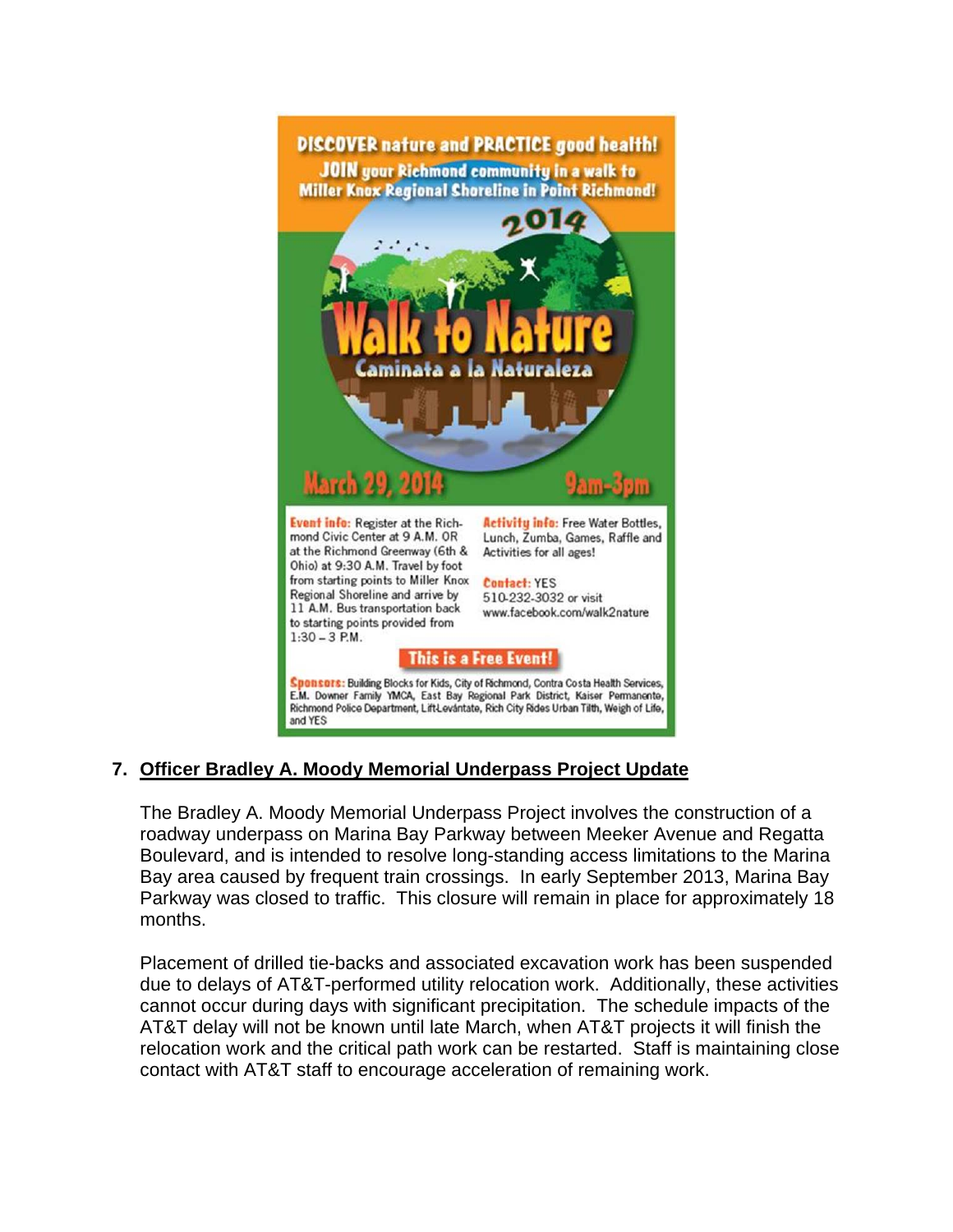DISCOVER nature and PRACTICE good health!
JOIN your Richmond community in a walk to Miller Knox Regional Shoreline in Point Richmond!

2014

# Walk to Nature

Caminata a la Naturaleza

March 29, 2014 9am-3pm

**Event info:** Register at the Richmond Civic Center at 9 A.M. OR at the Richmond Greenway (6th & Ohio) at 9:30 A.M. Travel by foot from starting points to Miller Knox Regional Shoreline and arrive by 11 A.M. Bus transportation back to starting points provided from 1:30 – 3 P.M.

**Activity info:** Free Water Bottles, Lunch, Zumba, Games, Raffle and Activities for all ages!

**Contact:** YES
510-232-3032 or visit www.facebook.com/walk2nature

**This is a Free Event!**

**Sponsors:** Building Blocks for Kids, City of Richmond, Contra Costa Health Services, E.M. Downer Family YMCA, East Bay Regional Park District, Kaiser Permanente, Richmond Police Department, LiftLevántate, Rich City Rides Urban Tilth, Weigh of Life, and YES

## 7. Officer Bradley A. Moody Memorial Underpass Project Update

The Bradley A. Moody Memorial Underpass Project involves the construction of a roadway underpass on Marina Bay Parkway between Meeker Avenue and Regatta Boulevard, and is intended to resolve long-standing access limitations to the Marina Bay area caused by frequent train crossings. In early September 2013, Marina Bay Parkway was closed to traffic. This closure will remain in place for approximately 18 months.

Placement of drilled tie-backs and associated excavation work has been suspended due to delays of AT&T-performed utility relocation work. Additionally, these activities cannot occur during days with significant precipitation. The schedule impacts of the AT&T delay will not be known until late March, when AT&T projects it will finish the relocation work and the critical path work can be restarted. Staff is maintaining close contact with AT&T staff to encourage acceleration of remaining work.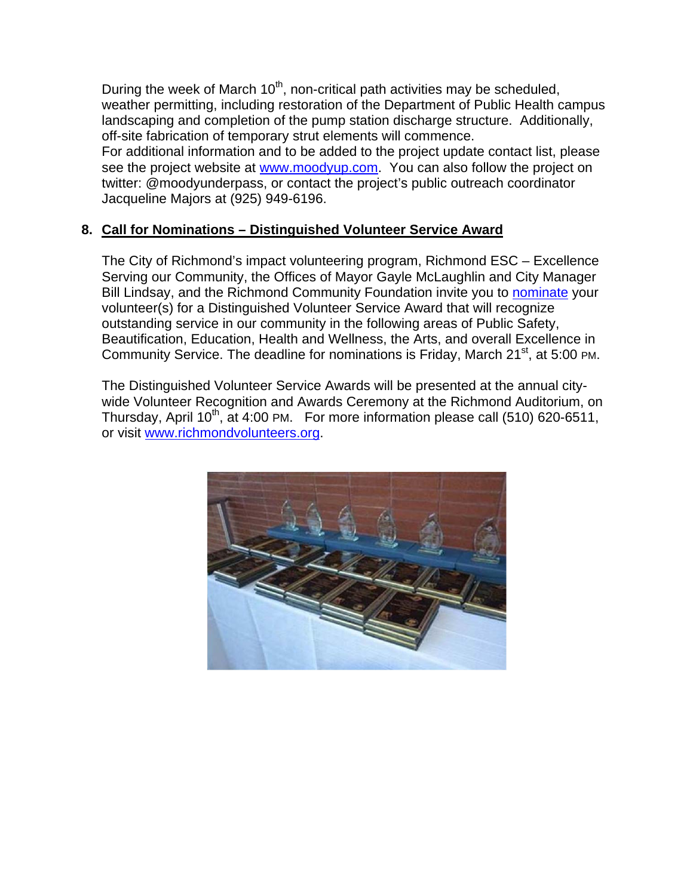During the week of March 10th, non-critical path activities may be scheduled, weather permitting, including restoration of the Department of Public Health campus landscaping and completion of the pump station discharge structure. Additionally, off-site fabrication of temporary strut elements will commence.

For additional information and to be added to the project update contact list, please see the project website at www.moodyup.com. You can also follow the project on twitter: @moodyunderpass, or contact the project's public outreach coordinator Jacqueline Majors at (925) 949-6196.

## 8. Call for Nominations – Distinguished Volunteer Service Award

The City of Richmond's impact volunteering program, Richmond ESC – Excellence Serving our Community, the Offices of Mayor Gayle McLaughlin and City Manager Bill Lindsay, and the Richmond Community Foundation invite you to nominate your volunteer(s) for a Distinguished Volunteer Service Award that will recognize outstanding service in our community in the following areas of Public Safety, Beautification, Education, Health and Wellness, the Arts, and overall Excellence in Community Service. The deadline for nominations is Friday, March 21st, at 5:00 PM.

The Distinguished Volunteer Service Awards will be presented at the annual city-wide Volunteer Recognition and Awards Ceremony at the Richmond Auditorium, on Thursday, April 10th, at 4:00 PM. For more information please call (510) 620-6511, or visit www.richmondvolunteers.org.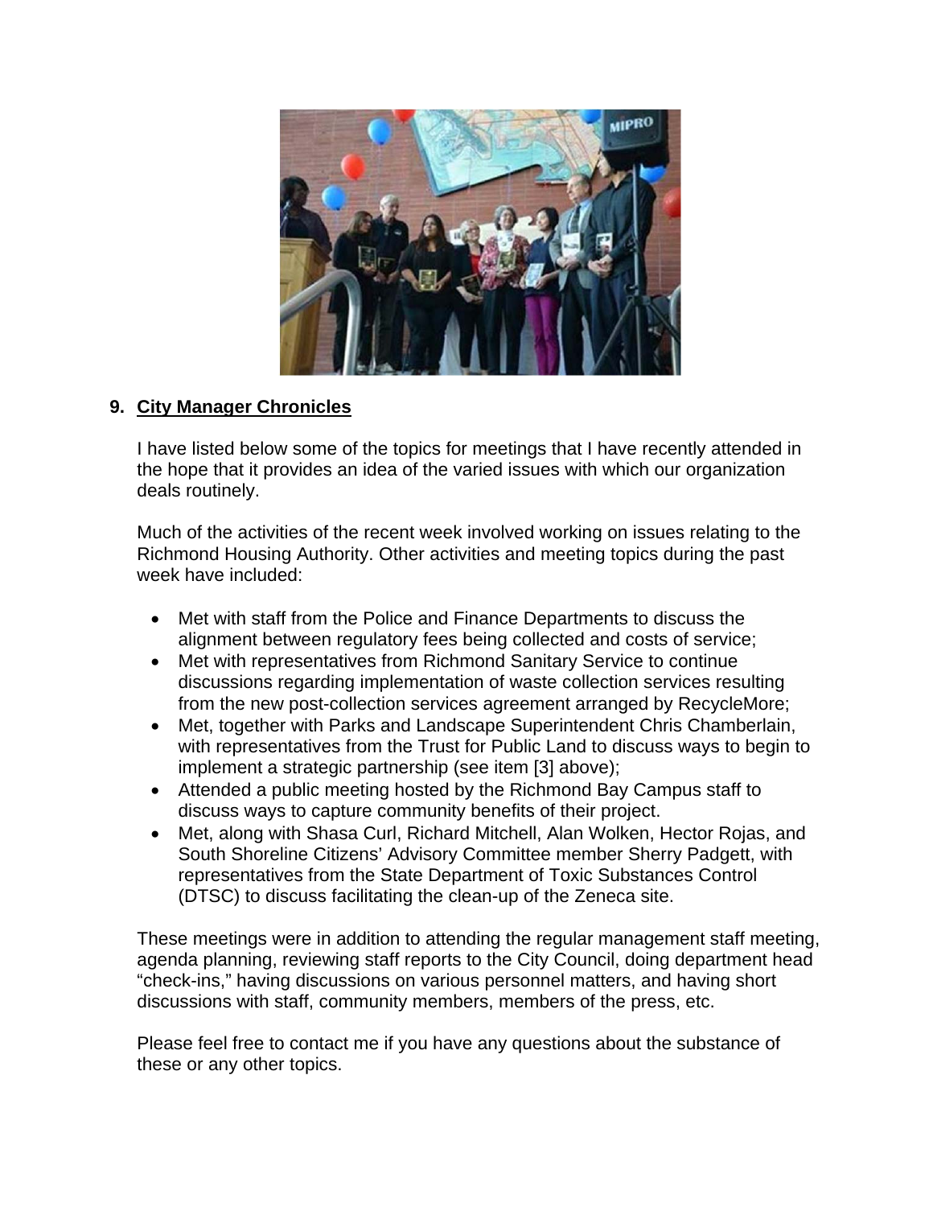## 9. City Manager Chronicles

I have listed below some of the topics for meetings that I have recently attended in the hope that it provides an idea of the varied issues with which our organization deals routinely.

Much of the activities of the recent week involved working on issues relating to the Richmond Housing Authority. Other activities and meeting topics during the past week have included:

- Met with staff from the Police and Finance Departments to discuss the alignment between regulatory fees being collected and costs of service;
- Met with representatives from Richmond Sanitary Service to continue discussions regarding implementation of waste collection services resulting from the new post-collection services agreement arranged by RecycleMore;
- Met, together with Parks and Landscape Superintendent Chris Chamberlain, with representatives from the Trust for Public Land to discuss ways to begin to implement a strategic partnership (see item [3] above);
- Attended a public meeting hosted by the Richmond Bay Campus staff to discuss ways to capture community benefits of their project.
- Met, along with Shasa Curl, Richard Mitchell, Alan Wolken, Hector Rojas, and South Shoreline Citizens' Advisory Committee member Sherry Padgett, with representatives from the State Department of Toxic Substances Control (DTSC) to discuss facilitating the clean-up of the Zeneca site.

These meetings were in addition to attending the regular management staff meeting, agenda planning, reviewing staff reports to the City Council, doing department head "check-ins," having discussions on various personnel matters, and having short discussions with staff, community members, members of the press, etc.

Please feel free to contact me if you have any questions about the substance of these or any other topics.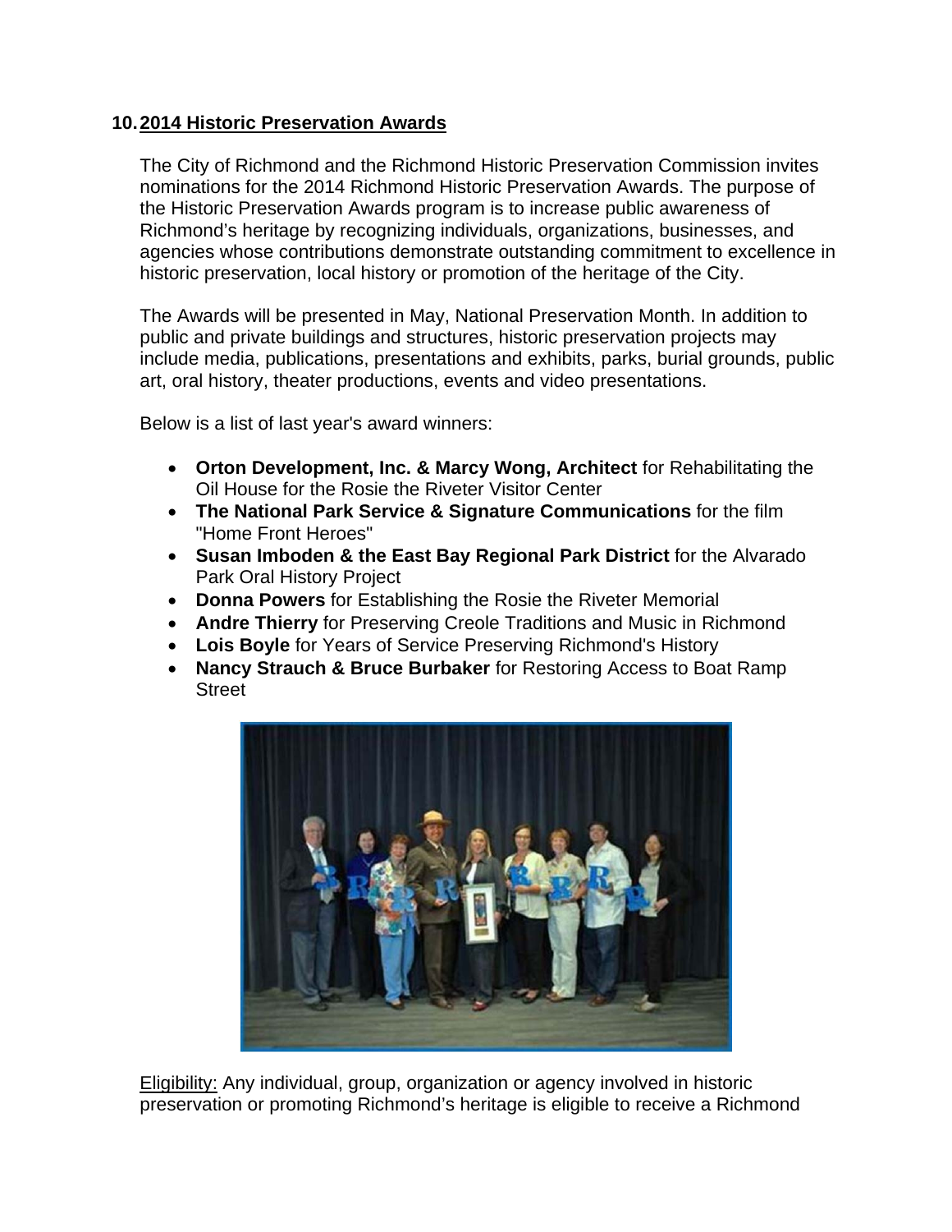## 10. 2014 Historic Preservation Awards

The City of Richmond and the Richmond Historic Preservation Commission invites nominations for the 2014 Richmond Historic Preservation Awards. The purpose of the Historic Preservation Awards program is to increase public awareness of Richmond's heritage by recognizing individuals, organizations, businesses, and agencies whose contributions demonstrate outstanding commitment to excellence in historic preservation, local history or promotion of the heritage of the City.

The Awards will be presented in May, National Preservation Month. In addition to public and private buildings and structures, historic preservation projects may include media, publications, presentations and exhibits, parks, burial grounds, public art, oral history, theater productions, events and video presentations.

Below is a list of last year's award winners:

- **Orton Development, Inc. & Marcy Wong, Architect** for Rehabilitating the Oil House for the Rosie the Riveter Visitor Center
- **The National Park Service & Signature Communications** for the film "Home Front Heroes"
- **Susan Imboden & the East Bay Regional Park District** for the Alvarado Park Oral History Project
- **Donna Powers** for Establishing the Rosie the Riveter Memorial
- **Andre Thierry** for Preserving Creole Traditions and Music in Richmond
- **Lois Boyle** for Years of Service Preserving Richmond's History
- **Nancy Strauch & Bruce Burbaker** for Restoring Access to Boat Ramp Street

Eligibility: Any individual, group, organization or agency involved in historic preservation or promoting Richmond's heritage is eligible to receive a Richmond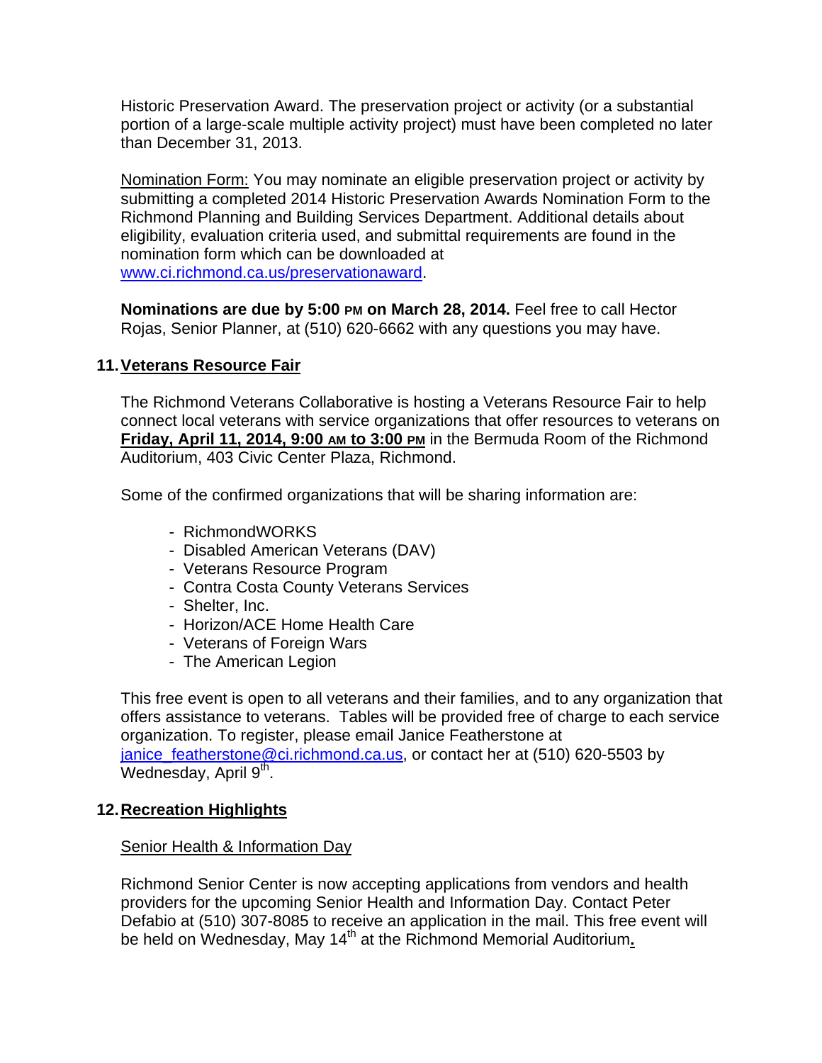Historic Preservation Award. The preservation project or activity (or a substantial portion of a large-scale multiple activity project) must have been completed no later than December 31, 2013.

Nomination Form: You may nominate an eligible preservation project or activity by submitting a completed 2014 Historic Preservation Awards Nomination Form to the Richmond Planning and Building Services Department. Additional details about eligibility, evaluation criteria used, and submittal requirements are found in the nomination form which can be downloaded at www.ci.richmond.ca.us/preservationaward.

**Nominations are due by 5:00 PM on March 28, 2014.** Feel free to call Hector Rojas, Senior Planner, at (510) 620-6662 with any questions you may have.

## 11. Veterans Resource Fair

The Richmond Veterans Collaborative is hosting a Veterans Resource Fair to help connect local veterans with service organizations that offer resources to veterans on **Friday, April 11, 2014, 9:00 AM to 3:00 PM** in the Bermuda Room of the Richmond Auditorium, 403 Civic Center Plaza, Richmond.

Some of the confirmed organizations that will be sharing information are:

- RichmondWORKS
- Disabled American Veterans (DAV)
- Veterans Resource Program
- Contra Costa County Veterans Services
- Shelter, Inc.
- Horizon/ACE Home Health Care
- Veterans of Foreign Wars
- The American Legion

This free event is open to all veterans and their families, and to any organization that offers assistance to veterans. Tables will be provided free of charge to each service organization. To register, please email Janice Featherstone at janice_featherstone@ci.richmond.ca.us, or contact her at (510) 620-5503 by Wednesday, April 9th.

## 12. Recreation Highlights

Senior Health & Information Day

Richmond Senior Center is now accepting applications from vendors and health providers for the upcoming Senior Health and Information Day. Contact Peter Defabio at (510) 307-8085 to receive an application in the mail. This free event will be held on Wednesday, May 14th at the Richmond Memorial Auditorium.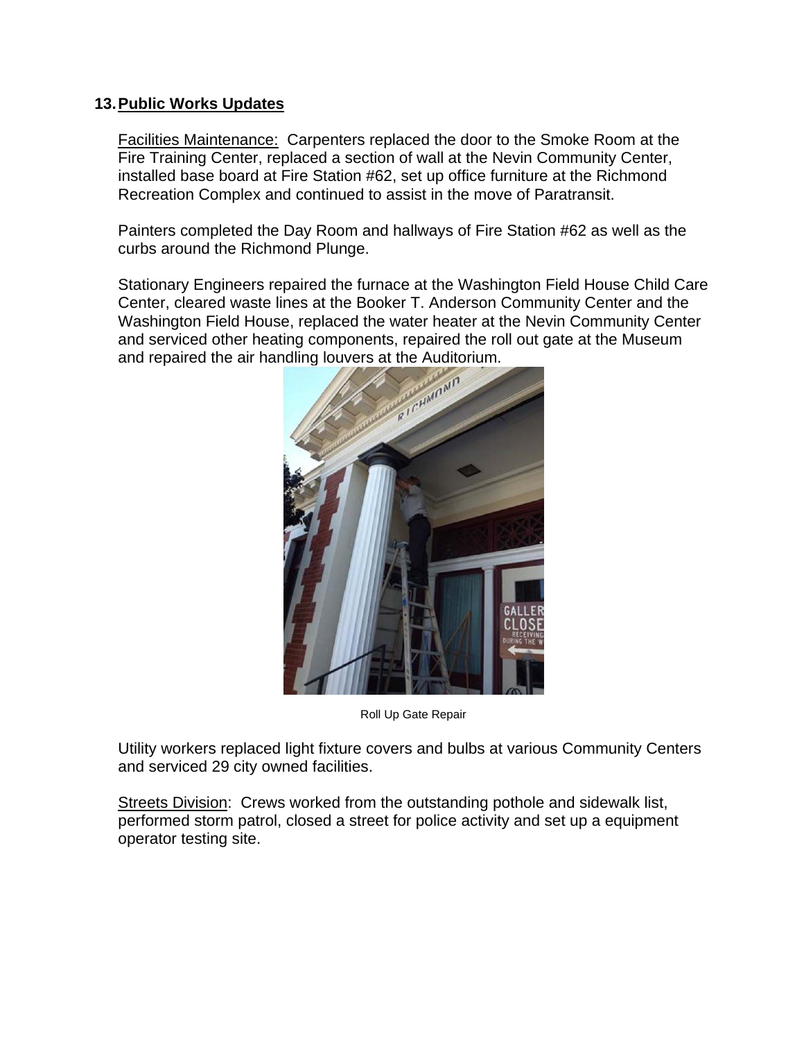## 13. Public Works Updates

Facilities Maintenance: Carpenters replaced the door to the Smoke Room at the Fire Training Center, replaced a section of wall at the Nevin Community Center, installed base board at Fire Station #62, set up office furniture at the Richmond Recreation Complex and continued to assist in the move of Paratransit.

Painters completed the Day Room and hallways of Fire Station #62 as well as the curbs around the Richmond Plunge.

Stationary Engineers repaired the furnace at the Washington Field House Child Care Center, cleared waste lines at the Booker T. Anderson Community Center and the Washington Field House, replaced the water heater at the Nevin Community Center and serviced other heating components, repaired the roll out gate at the Museum and repaired the air handling louvers at the Auditorium.

Roll Up Gate Repair

Utility workers replaced light fixture covers and bulbs at various Community Centers and serviced 29 city owned facilities.

Streets Division: Crews worked from the outstanding pothole and sidewalk list, performed storm patrol, closed a street for police activity and set up a equipment operator testing site.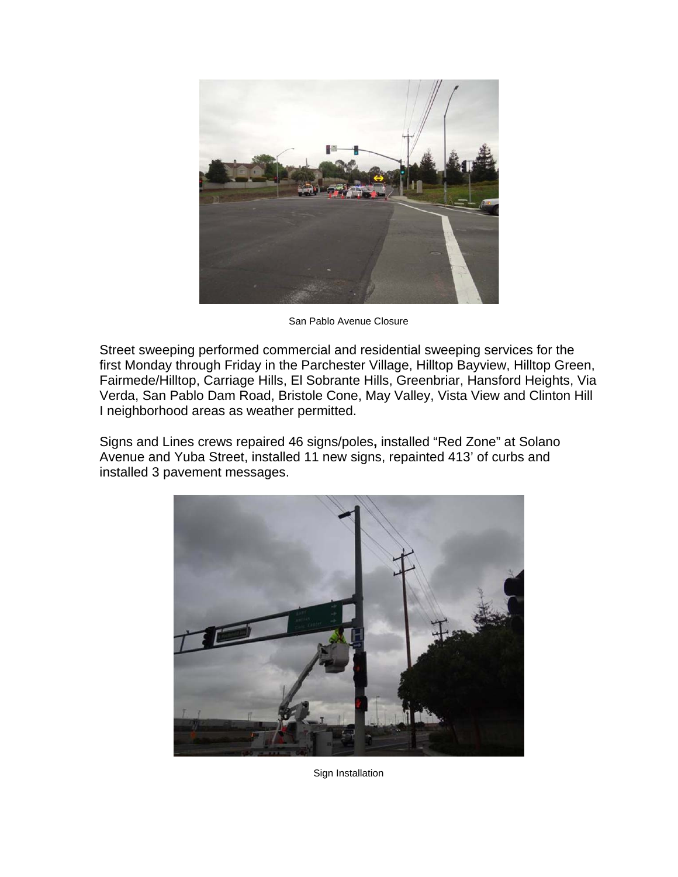San Pablo Avenue Closure

Street sweeping performed commercial and residential sweeping services for the first Monday through Friday in the Parchester Village, Hilltop Bayview, Hilltop Green, Fairmede/Hilltop, Carriage Hills, El Sobrante Hills, Greenbriar, Hansford Heights, Via Verda, San Pablo Dam Road, Bristole Cone, May Valley, Vista View and Clinton Hill I neighborhood areas as weather permitted.

Signs and Lines crews repaired 46 signs/poles**,** installed "Red Zone" at Solano Avenue and Yuba Street, installed 11 new signs, repainted 413' of curbs and installed 3 pavement messages.

Sign Installation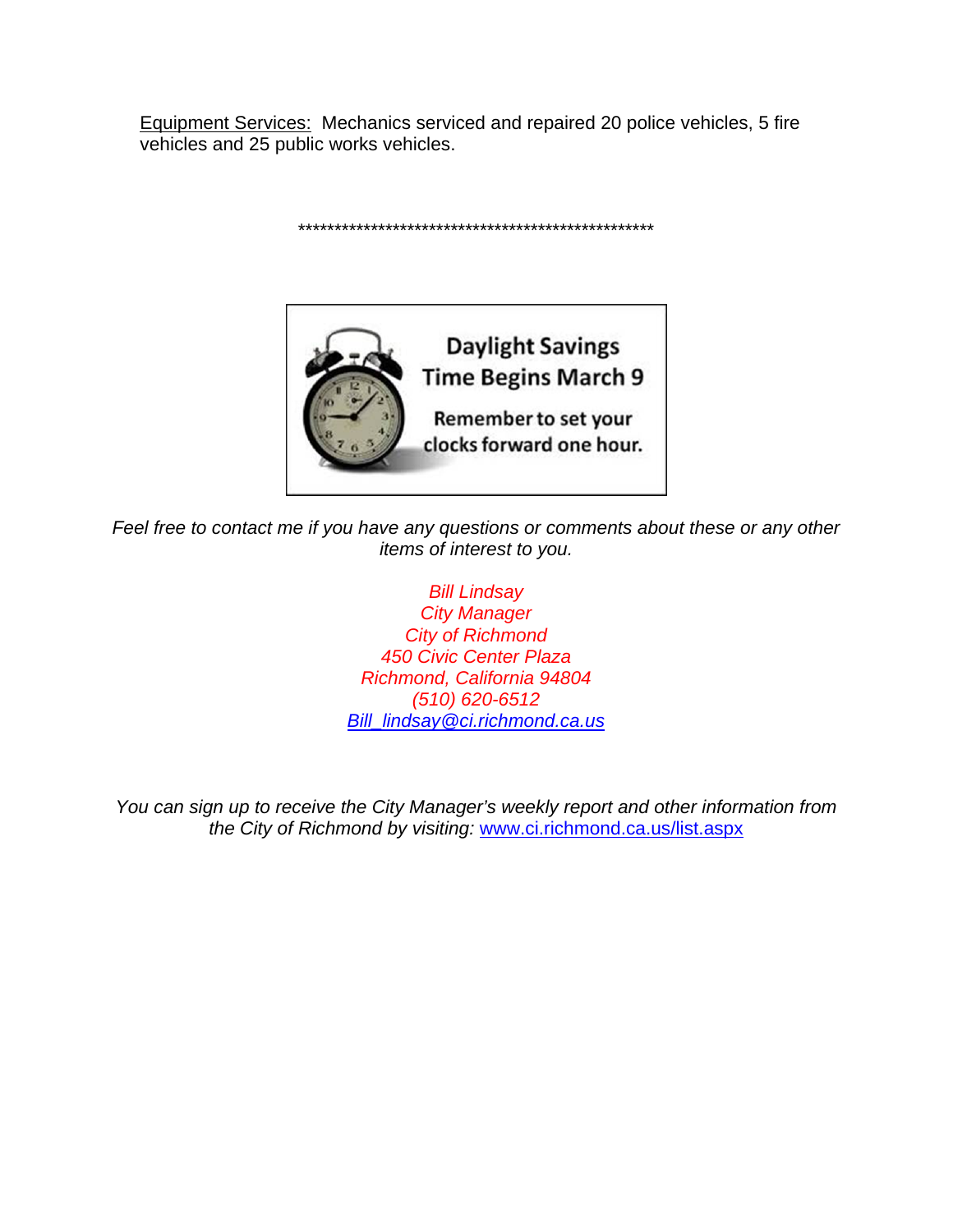Equipment Services: Mechanics serviced and repaired 20 police vehicles, 5 fire vehicles and 25 public works vehicles.

***************************************************

Daylight Savings Time Begins March 9

Remember to set your clocks forward one hour.

*Feel free to contact me if you have any questions or comments about these or any other items of interest to you.*

*Bill Lindsay*
*City Manager*
*City of Richmond*
*450 Civic Center Plaza*
*Richmond, California 94804*
*(510) 620-6512*
*Bill_lindsay@ci.richmond.ca.us*

*You can sign up to receive the City Manager's weekly report and other information from the City of Richmond by visiting:* www.ci.richmond.ca.us/list.aspx